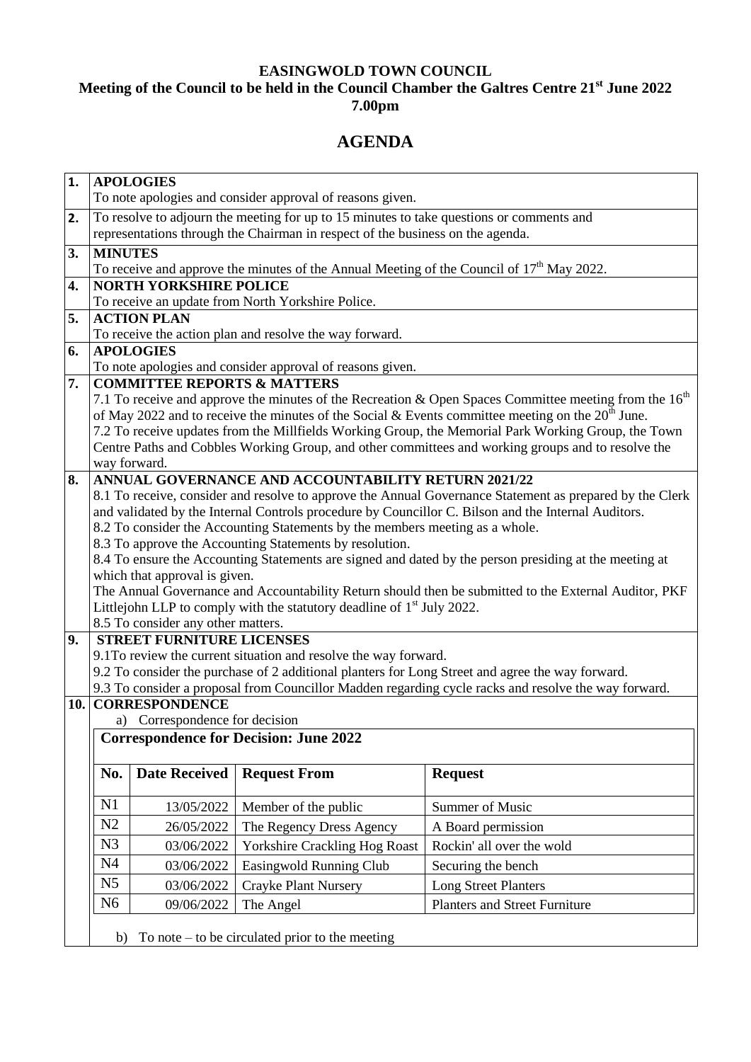**EASINGWOLD TOWN COUNCIL**

**Meeting of the Council to be held in the Council Chamber the Galtres Centre 21st June 2022 7.00pm**

# AGENDA

**1. APOLOGIES**
To note apologies and consider approval of reasons given.

**2.** To resolve to adjourn the meeting for up to 15 minutes to take questions or comments and representations through the Chairman in respect of the business on the agenda.

**3. MINUTES**
To receive and approve the minutes of the Annual Meeting of the Council of 17th May 2022.

**4. NORTH YORKSHIRE POLICE**
To receive an update from North Yorkshire Police.

**5. ACTION PLAN**
To receive the action plan and resolve the way forward.

**6. APOLOGIES**
To note apologies and consider approval of reasons given.

**7. COMMITTEE REPORTS & MATTERS**
7.1 To receive and approve the minutes of the Recreation & Open Spaces Committee meeting from the 16th of May 2022 and to receive the minutes of the Social & Events committee meeting on the 20th June.
7.2 To receive updates from the Millfields Working Group, the Memorial Park Working Group, the Town Centre Paths and Cobbles Working Group, and other committees and working groups and to resolve the way forward.

**8. ANNUAL GOVERNANCE AND ACCOUNTABILITY RETURN 2021/22**
8.1 To receive, consider and resolve to approve the Annual Governance Statement as prepared by the Clerk and validated by the Internal Controls procedure by Councillor C. Bilson and the Internal Auditors.
8.2 To consider the Accounting Statements by the members meeting as a whole.
8.3 To approve the Accounting Statements by resolution.
8.4 To ensure the Accounting Statements are signed and dated by the person presiding at the meeting at which that approval is given.
The Annual Governance and Accountability Return should then be submitted to the External Auditor, PKF Littlejohn LLP to comply with the statutory deadline of 1st July 2022.
8.5 To consider any other matters.

**9. STREET FURNITURE LICENSES**
9.1To review the current situation and resolve the way forward.
9.2 To consider the purchase of 2 additional planters for Long Street and agree the way forward.
9.3 To consider a proposal from Councillor Madden regarding cycle racks and resolve the way forward.

**10. CORRESPONDENCE**

a) Correspondence for decision

**Correspondence for Decision: June 2022**

| No. | Date Received | Request From | Request |
|---|---|---|---|
| N1 | 13/05/2022 | Member of the public | Summer of Music |
| N2 | 26/05/2022 | The Regency Dress Agency | A Board permission |
| N3 | 03/06/2022 | Yorkshire Crackling Hog Roast | Rockin' all over the wold |
| N4 | 03/06/2022 | Easingwold Running Club | Securing the bench |
| N5 | 03/06/2022 | Crayke Plant Nursery | Long Street Planters |
| N6 | 09/06/2022 | The Angel | Planters and Street Furniture |

b) To note – to be circulated prior to the meeting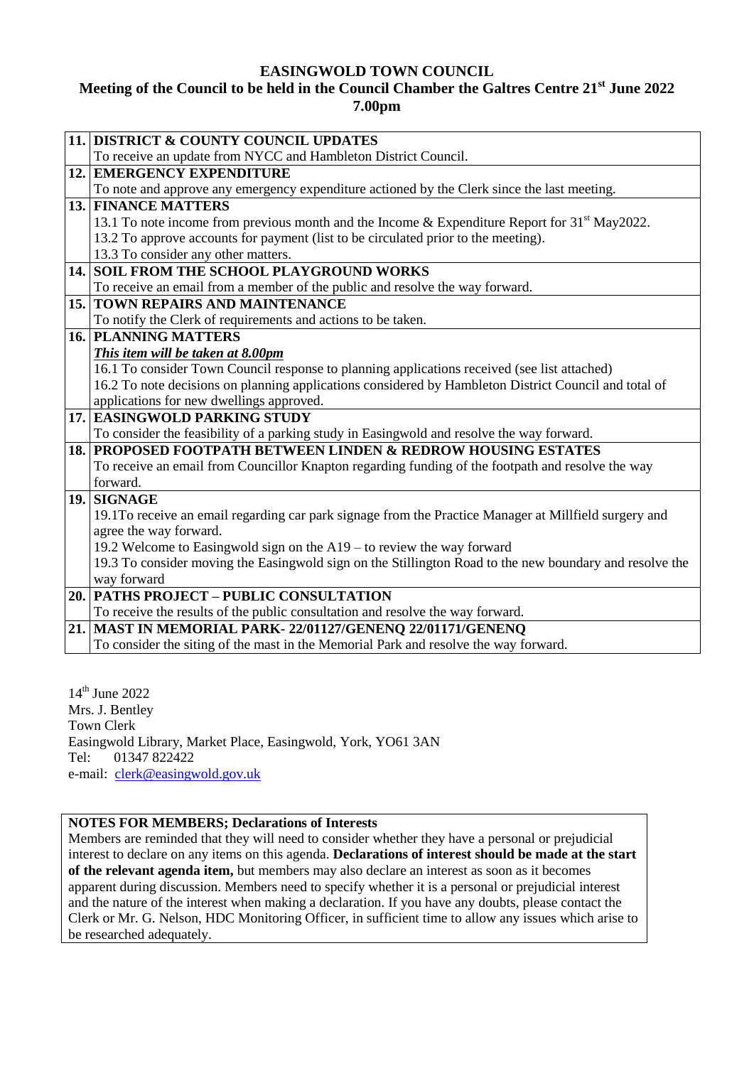# EASINGWOLD TOWN COUNCIL

## Meeting of the Council to be held in the Council Chamber the Galtres Centre 21st June 2022 7.00pm

| | |
|---|---|
| **11.** | **DISTRICT & COUNTY COUNCIL UPDATES**<br>To receive an update from NYCC and Hambleton District Council. |
| **12.** | **EMERGENCY EXPENDITURE**<br>To note and approve any emergency expenditure actioned by the Clerk since the last meeting. |
| **13.** | **FINANCE MATTERS**<br>13.1 To note income from previous month and the Income & Expenditure Report for 31st May2022.<br>13.2 To approve accounts for payment (list to be circulated prior to the meeting).<br>13.3 To consider any other matters. |
| **14.** | **SOIL FROM THE SCHOOL PLAYGROUND WORKS**<br>To receive an email from a member of the public and resolve the way forward. |
| **15.** | **TOWN REPAIRS AND MAINTENANCE**<br>To notify the Clerk of requirements and actions to be taken. |
| **16.** | **PLANNING MATTERS**<br>***This item will be taken at 8.00pm***<br>16.1 To consider Town Council response to planning applications received (see list attached)<br>16.2 To note decisions on planning applications considered by Hambleton District Council and total of applications for new dwellings approved. |
| **17.** | **EASINGWOLD PARKING STUDY**<br>To consider the feasibility of a parking study in Easingwold and resolve the way forward. |
| **18.** | **PROPOSED FOOTPATH BETWEEN LINDEN & REDROW HOUSING ESTATES**<br>To receive an email from Councillor Knapton regarding funding of the footpath and resolve the way forward. |
| **19.** | **SIGNAGE**<br>19.1To receive an email regarding car park signage from the Practice Manager at Millfield surgery and agree the way forward.<br>19.2 Welcome to Easingwold sign on the A19 – to review the way forward<br>19.3 To consider moving the Easingwold sign on the Stillington Road to the new boundary and resolve the way forward |
| **20.** | **PATHS PROJECT – PUBLIC CONSULTATION**<br>To receive the results of the public consultation and resolve the way forward. |
| **21.** | **MAST IN MEMORIAL PARK- 22/01127/GENENQ 22/01171/GENENQ**<br>To consider the siting of the mast in the Memorial Park and resolve the way forward. |

14th June 2022
Mrs. J. Bentley
Town Clerk
Easingwold Library, Market Place, Easingwold, York, YO61 3AN
Tel: 01347 822422
e-mail: clerk@easingwold.gov.uk

**NOTES FOR MEMBERS; Declarations of Interests**
Members are reminded that they will need to consider whether they have a personal or prejudicial interest to declare on any items on this agenda. **Declarations of interest should be made at the start of the relevant agenda item,** but members may also declare an interest as soon as it becomes apparent during discussion. Members need to specify whether it is a personal or prejudicial interest and the nature of the interest when making a declaration. If you have any doubts, please contact the Clerk or Mr. G. Nelson, HDC Monitoring Officer, in sufficient time to allow any issues which arise to be researched adequately.